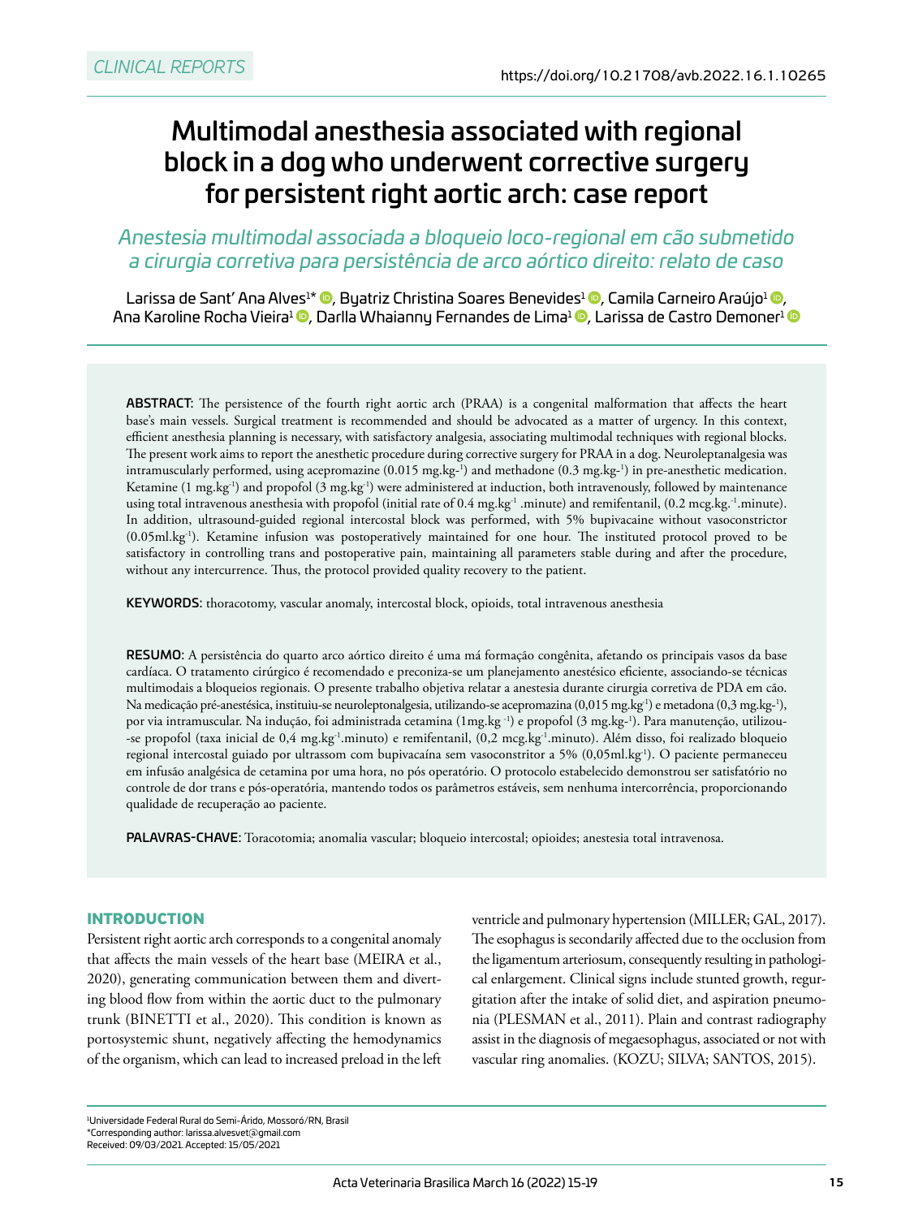CLINICAL REPORTS

https://doi.org/10.21708/avb.2022.16.1.10265

# Multimodal anesthesia associated with regional block in a dog who underwent corrective surgery for persistent right aortic arch: case report

*Anestesia multimodal associada a bloqueio loco-regional em cão submetido a cirurgia corretiva para persistência de arco aórtico direito: relato de caso*

Larissa de Sant' Ana Alves[1*], Byatriz Christina Soares Benevides[1], Camila Carneiro Araújo[1], Ana Karoline Rocha Vieira[1], Darlla Whaianny Fernandes de Lima[1], Larissa de Castro Demoner[1]

**ABSTRACT:** The persistence of the fourth right aortic arch (PRAA) is a congenital malformation that affects the heart base's main vessels. Surgical treatment is recommended and should be advocated as a matter of urgency. In this context, efficient anesthesia planning is necessary, with satisfactory analgesia, associating multimodal techniques with regional blocks. The present work aims to report the anesthetic procedure during corrective surgery for PRAA in a dog. Neuroleptanalgesia was intramuscularly performed, using acepromazine (0.015 mg.kg$^{-1}$) and methadone (0.3 mg.kg$^{-1}$) in pre-anesthetic medication. Ketamine (1 mg.kg$^{-1}$) and propofol (3 mg.kg$^{-1}$) were administered at induction, both intravenously, followed by maintenance using total intravenous anesthesia with propofol (initial rate of 0.4 mg.kg$^{-1}$ .minute) and remifentanil, (0.2 mcg.kg.$^{-1}$.minute). In addition, ultrasound-guided regional intercostal block was performed, with 5% bupivacaine without vasoconstrictor (0.05ml.kg$^{-1}$). Ketamine infusion was postoperatively maintained for one hour. The instituted protocol proved to be satisfactory in controlling trans and postoperative pain, maintaining all parameters stable during and after the procedure, without any intercurrence. Thus, the protocol provided quality recovery to the patient.

**KEYWORDS:** thoracotomy, vascular anomaly, intercostal block, opioids, total intravenous anesthesia

**RESUMO:** A persistência do quarto arco aórtico direito é uma má formação congênita, afetando os principais vasos da base cardíaca. O tratamento cirúrgico é recomendado e preconiza-se um planejamento anestésico eficiente, associando-se técnicas multimodais a bloqueios regionais. O presente trabalho objetiva relatar a anestesia durante cirurgia corretiva de PDA em cão. Na medicação pré-anestésica, instituiu-se neuroleptonalgesia, utilizando-se acepromazina (0,015 mg.kg$^{-1}$) e metadona (0,3 mg.kg$^{-1}$), por via intramuscular. Na indução, foi administrada cetamina (1mg.kg $^{-1}$) e propofol (3 mg.kg$^{-1}$). Para manutenção, utilizou-se propofol (taxa inicial de 0,4 mg.kg$^{-1}$.minuto) e remifentanil, (0,2 mcg.kg$^{-1}$.minuto). Além disso, foi realizado bloqueio regional intercostal guiado por ultrassom com bupivacaína sem vasoconstritor a 5% (0,05ml.kg$^{-1}$). O paciente permaneceu em infusão analgésica de cetamina por uma hora, no pós operatório. O protocolo estabelecido demonstrou ser satisfatório no controle de dor trans e pós-operatória, mantendo todos os parâmetros estáveis, sem nenhuma intercorrência, proporcionando qualidade de recuperação ao paciente.

**PALAVRAS-CHAVE:** Toracotomia; anomalia vascular; bloqueio intercostal; opioides; anestesia total intravenosa.

## INTRODUCTION

Persistent right aortic arch corresponds to a congenital anomaly that affects the main vessels of the heart base (MEIRA et al., 2020), generating communication between them and diverting blood flow from within the aortic duct to the pulmonary trunk (BINETTI et al., 2020). This condition is known as portosystemic shunt, negatively affecting the hemodynamics of the organism, which can lead to increased preload in the left ventricle and pulmonary hypertension (MILLER; GAL, 2017). The esophagus is secondarily affected due to the occlusion from the ligamentum arteriosum, consequently resulting in pathological enlargement. Clinical signs include stunted growth, regurgitation after the intake of solid diet, and aspiration pneumonia (PLESMAN et al., 2011). Plain and contrast radiography assist in the diagnosis of megaesophagus, associated or not with vascular ring anomalies. (KOZU; SILVA; SANTOS, 2015).

[1]Universidade Federal Rural do Semi-Árido, Mossoró/RN, Brasil
*Corresponding author: larissa.alvesvet@gmail.com
Received: 09/03/2021. Accepted: 15/05/2021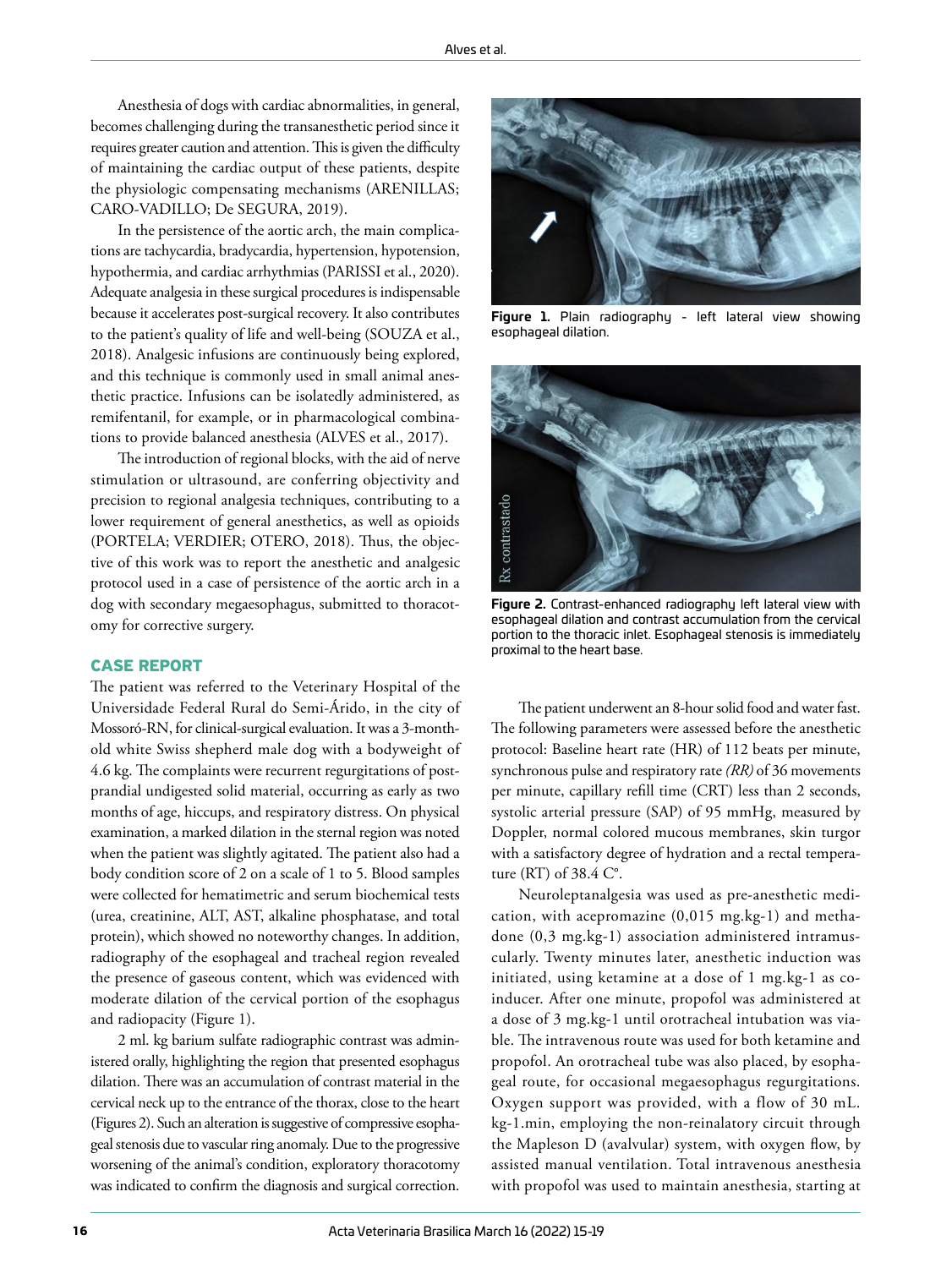Anesthesia of dogs with cardiac abnormalities, in general, becomes challenging during the transanesthetic period since it requires greater caution and attention. This is given the difficulty of maintaining the cardiac output of these patients, despite the physiologic compensating mechanisms (ARENILLAS; CARO-VADILLO; De SEGURA, 2019).

In the persistence of the aortic arch, the main complications are tachycardia, bradycardia, hypertension, hypotension, hypothermia, and cardiac arrhythmias (PARISSI et al., 2020). Adequate analgesia in these surgical procedures is indispensable because it accelerates post-surgical recovery. It also contributes to the patient's quality of life and well-being (SOUZA et al., 2018). Analgesic infusions are continuously being explored, and this technique is commonly used in small animal anesthetic practice. Infusions can be isolatedly administered, as remifentanil, for example, or in pharmacological combinations to provide balanced anesthesia (ALVES et al., 2017).

The introduction of regional blocks, with the aid of nerve stimulation or ultrasound, are conferring objectivity and precision to regional analgesia techniques, contributing to a lower requirement of general anesthetics, as well as opioids (PORTELA; VERDIER; OTERO, 2018). Thus, the objective of this work was to report the anesthetic and analgesic protocol used in a case of persistence of the aortic arch in a dog with secondary megaesophagus, submitted to thoracotomy for corrective surgery.

## CASE REPORT

The patient was referred to the Veterinary Hospital of the Universidade Federal Rural do Semi-Árido, in the city of Mossoró-RN, for clinical-surgical evaluation. It was a 3-month-old white Swiss shepherd male dog with a bodyweight of 4.6 kg. The complaints were recurrent regurgitations of postprandial undigested solid material, occurring as early as two months of age, hiccups, and respiratory distress. On physical examination, a marked dilation in the sternal region was noted when the patient was slightly agitated. The patient also had a body condition score of 2 on a scale of 1 to 5. Blood samples were collected for hematimetric and serum biochemical tests (urea, creatinine, ALT, AST, alkaline phosphatase, and total protein), which showed no noteworthy changes. In addition, radiography of the esophageal and tracheal region revealed the presence of gaseous content, which was evidenced with moderate dilation of the cervical portion of the esophagus and radiopacity (Figure 1).

2 ml. kg barium sulfate radiographic contrast was administered orally, highlighting the region that presented esophagus dilation. There was an accumulation of contrast material in the cervical neck up to the entrance of the thorax, close to the heart (Figures 2). Such an alteration is suggestive of compressive esophageal stenosis due to vascular ring anomaly. Due to the progressive worsening of the animal's condition, exploratory thoracotomy was indicated to confirm the diagnosis and surgical correction.

**Figure 1.** Plain radiography - left lateral view showing esophageal dilation.

**Figure 2.** Contrast-enhanced radiography left lateral view with esophageal dilation and contrast accumulation from the cervical portion to the thoracic inlet. Esophageal stenosis is immediately proximal to the heart base.

The patient underwent an 8-hour solid food and water fast. The following parameters were assessed before the anesthetic protocol: Baseline heart rate (HR) of 112 beats per minute, synchronous pulse and respiratory rate *(RR)* of 36 movements per minute, capillary refill time (CRT) less than 2 seconds, systolic arterial pressure (SAP) of 95 mmHg, measured by Doppler, normal colored mucous membranes, skin turgor with a satisfactory degree of hydration and a rectal temperature (RT) of 38.4 C°.

Neuroleptanalgesia was used as pre-anesthetic medication, with acepromazine (0,015 mg.kg-1) and methadone (0,3 mg.kg-1) association administered intramuscularly. Twenty minutes later, anesthetic induction was initiated, using ketamine at a dose of 1 mg.kg-1 as co-inducer. After one minute, propofol was administered at a dose of 3 mg.kg-1 until orotracheal intubation was viable. The intravenous route was used for both ketamine and propofol. An orotracheal tube was also placed, by esophageal route, for occasional megaesophagus regurgitations. Oxygen support was provided, with a flow of 30 mL. kg-1.min, employing the non-reinalatory circuit through the Mapleson D (avalvular) system, with oxygen flow, by assisted manual ventilation. Total intravenous anesthesia with propofol was used to maintain anesthesia, starting at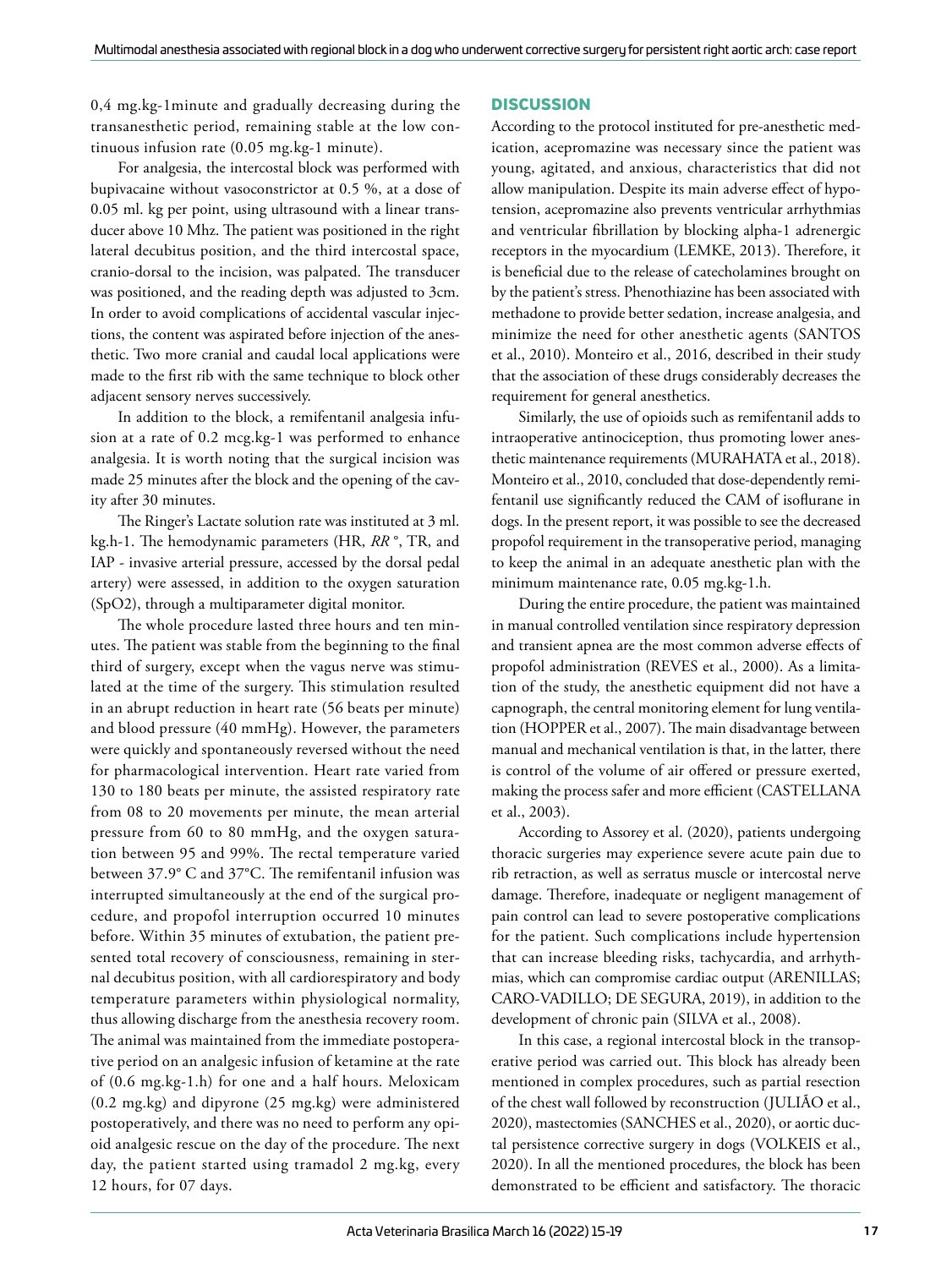0,4 mg.kg-1minute and gradually decreasing during the transanesthetic period, remaining stable at the low continuous infusion rate (0.05 mg.kg-1 minute).

For analgesia, the intercostal block was performed with bupivacaine without vasoconstrictor at 0.5 %, at a dose of 0.05 ml. kg per point, using ultrasound with a linear transducer above 10 Mhz. The patient was positioned in the right lateral decubitus position, and the third intercostal space, cranio-dorsal to the incision, was palpated. The transducer was positioned, and the reading depth was adjusted to 3cm. In order to avoid complications of accidental vascular injections, the content was aspirated before injection of the anesthetic. Two more cranial and caudal local applications were made to the first rib with the same technique to block other adjacent sensory nerves successively.

In addition to the block, a remifentanil analgesia infusion at a rate of 0.2 mcg.kg-1 was performed to enhance analgesia. It is worth noting that the surgical incision was made 25 minutes after the block and the opening of the cavity after 30 minutes.

The Ringer's Lactate solution rate was instituted at 3 ml. kg.h-1. The hemodynamic parameters (HR, *RR* °, TR, and IAP - invasive arterial pressure, accessed by the dorsal pedal artery) were assessed, in addition to the oxygen saturation (SpO2), through a multiparameter digital monitor.

The whole procedure lasted three hours and ten minutes. The patient was stable from the beginning to the final third of surgery, except when the vagus nerve was stimulated at the time of the surgery. This stimulation resulted in an abrupt reduction in heart rate (56 beats per minute) and blood pressure (40 mmHg). However, the parameters were quickly and spontaneously reversed without the need for pharmacological intervention. Heart rate varied from 130 to 180 beats per minute, the assisted respiratory rate from 08 to 20 movements per minute, the mean arterial pressure from 60 to 80 mmHg, and the oxygen saturation between 95 and 99%. The rectal temperature varied between 37.9° C and 37°C. The remifentanil infusion was interrupted simultaneously at the end of the surgical procedure, and propofol interruption occurred 10 minutes before. Within 35 minutes of extubation, the patient presented total recovery of consciousness, remaining in sternal decubitus position, with all cardiorespiratory and body temperature parameters within physiological normality, thus allowing discharge from the anesthesia recovery room. The animal was maintained from the immediate postoperative period on an analgesic infusion of ketamine at the rate of (0.6 mg.kg-1.h) for one and a half hours. Meloxicam (0.2 mg.kg) and dipyrone (25 mg.kg) were administered postoperatively, and there was no need to perform any opioid analgesic rescue on the day of the procedure. The next day, the patient started using tramadol 2 mg.kg, every 12 hours, for 07 days.

## DISCUSSION

According to the protocol instituted for pre-anesthetic medication, acepromazine was necessary since the patient was young, agitated, and anxious, characteristics that did not allow manipulation. Despite its main adverse effect of hypotension, acepromazine also prevents ventricular arrhythmias and ventricular fibrillation by blocking alpha-1 adrenergic receptors in the myocardium (LEMKE, 2013). Therefore, it is beneficial due to the release of catecholamines brought on by the patient's stress. Phenothiazine has been associated with methadone to provide better sedation, increase analgesia, and minimize the need for other anesthetic agents (SANTOS et al., 2010). Monteiro et al., 2016, described in their study that the association of these drugs considerably decreases the requirement for general anesthetics.

Similarly, the use of opioids such as remifentanil adds to intraoperative antinociception, thus promoting lower anesthetic maintenance requirements (MURAHATA et al., 2018). Monteiro et al., 2010, concluded that dose-dependently remifentanil use significantly reduced the CAM of isoflurane in dogs. In the present report, it was possible to see the decreased propofol requirement in the transoperative period, managing to keep the animal in an adequate anesthetic plan with the minimum maintenance rate, 0.05 mg.kg-1.h.

During the entire procedure, the patient was maintained in manual controlled ventilation since respiratory depression and transient apnea are the most common adverse effects of propofol administration (REVES et al., 2000). As a limitation of the study, the anesthetic equipment did not have a capnograph, the central monitoring element for lung ventilation (HOPPER et al., 2007). The main disadvantage between manual and mechanical ventilation is that, in the latter, there is control of the volume of air offered or pressure exerted, making the process safer and more efficient (CASTELLANA et al., 2003).

According to Assorey et al. (2020), patients undergoing thoracic surgeries may experience severe acute pain due to rib retraction, as well as serratus muscle or intercostal nerve damage. Therefore, inadequate or negligent management of pain control can lead to severe postoperative complications for the patient. Such complications include hypertension that can increase bleeding risks, tachycardia, and arrhythmias, which can compromise cardiac output (ARENILLAS; CARO-VADILLO; DE SEGURA, 2019), in addition to the development of chronic pain (SILVA et al., 2008).

In this case, a regional intercostal block in the transoperative period was carried out. This block has already been mentioned in complex procedures, such as partial resection of the chest wall followed by reconstruction (JULIÃO et al., 2020), mastectomies (SANCHES et al., 2020), or aortic ductal persistence corrective surgery in dogs (VOLKEIS et al., 2020). In all the mentioned procedures, the block has been demonstrated to be efficient and satisfactory. The thoracic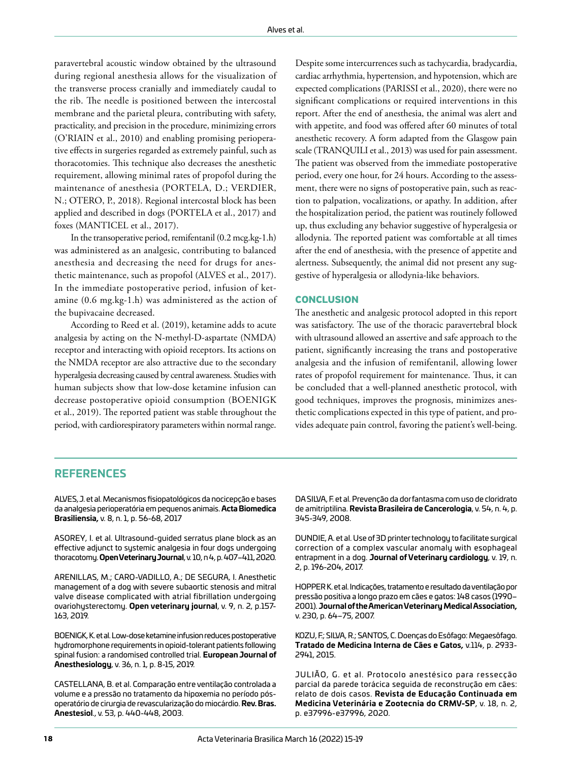paravertebral acoustic window obtained by the ultrasound during regional anesthesia allows for the visualization of the transverse process cranially and immediately caudal to the rib. The needle is positioned between the intercostal membrane and the parietal pleura, contributing with safety, practicality, and precision in the procedure, minimizing errors (O'RIAIN et al., 2010) and enabling promising perioperative effects in surgeries regarded as extremely painful, such as thoracotomies. This technique also decreases the anesthetic requirement, allowing minimal rates of propofol during the maintenance of anesthesia (PORTELA, D.; VERDIER, N.; OTERO, P., 2018). Regional intercostal block has been applied and described in dogs (PORTELA et al., 2017) and foxes (MANTICEL et al., 2017).

In the transoperative period, remifentanil (0.2 mcg.kg-1.h) was administered as an analgesic, contributing to balanced anesthesia and decreasing the need for drugs for anesthetic maintenance, such as propofol (ALVES et al., 2017). In the immediate postoperative period, infusion of ketamine (0.6 mg.kg-1.h) was administered as the action of the bupivacaine decreased.

According to Reed et al. (2019), ketamine adds to acute analgesia by acting on the N-methyl-D-aspartate (NMDA) receptor and interacting with opioid receptors. Its actions on the NMDA receptor are also attractive due to the secondary hyperalgesia decreasing caused by central awareness. Studies with human subjects show that low-dose ketamine infusion can decrease postoperative opioid consumption (BOENIGK et al., 2019). The reported patient was stable throughout the period, with cardiorespiratory parameters within normal range. Despite some intercurrences such as tachycardia, bradycardia, cardiac arrhythmia, hypertension, and hypotension, which are expected complications (PARISSI et al., 2020), there were no significant complications or required interventions in this report. After the end of anesthesia, the animal was alert and with appetite, and food was offered after 60 minutes of total anesthetic recovery. A form adapted from the Glasgow pain scale (TRANQUILI et al., 2013) was used for pain assessment. The patient was observed from the immediate postoperative period, every one hour, for 24 hours. According to the assessment, there were no signs of postoperative pain, such as reaction to palpation, vocalizations, or apathy. In addition, after the hospitalization period, the patient was routinely followed up, thus excluding any behavior suggestive of hyperalgesia or allodynia. The reported patient was comfortable at all times after the end of anesthesia, with the presence of appetite and alertness. Subsequently, the animal did not present any suggestive of hyperalgesia or allodynia-like behaviors.

## CONCLUSION

The anesthetic and analgesic protocol adopted in this report was satisfactory. The use of the thoracic paravertebral block with ultrasound allowed an assertive and safe approach to the patient, significantly increasing the trans and postoperative analgesia and the infusion of remifentanil, allowing lower rates of propofol requirement for maintenance. Thus, it can be concluded that a well-planned anesthetic protocol, with good techniques, improves the prognosis, minimizes anesthetic complications expected in this type of patient, and provides adequate pain control, favoring the patient's well-being.

## REFERENCES

ALVES, J. et al. Mecanismos fisiopatológicos da nocicepção e bases da analgesia perioperatória em pequenos animais. **Acta Biomedica Brasiliensia,** v. 8, n. 1, p. 56-68, 2017

ASOREY, I. et al. Ultrasound-guided serratus plane block as an effective adjunct to systemic analgesia in four dogs undergoing thoracotomy. **Open Veterinary Journal**, v. 10, n 4, p. 407–411, 2020.

ARENILLAS, M.; CARO-VADILLO, A.; DE SEGURA, I. Anesthetic management of a dog with severe subaortic stenosis and mitral valve disease complicated with atrial fibrillation undergoing ovariohysterectomy. **Open veterinary journal**, v. 9, n. 2, p.157-163, 2019.

BOENIGK, K. et al. Low-dose ketamine infusion reduces postoperative hydromorphone requirements in opioid-tolerant patients following spinal fusion: a randomised controlled trial. **European Journal of Anesthesiology**, v. 36, n. 1, p. 8-15, 2019.

CASTELLANA, B. et al. Comparação entre ventilação controlada a volume e a pressão no tratamento da hipoxemia no período pós-operatório de cirurgia de revascularização do miocárdio. **Rev. Bras. Anestesiol**., v. 53, p. 440-448, 2003.

DA SILVA, F. et al. Prevenção da dor fantasma com uso de cloridrato de amitriptilina. **Revista Brasileira de Cancerologia**, v. 54, n. 4, p. 345-349, 2008.

DUNDIE, A. et al. Use of 3D printer technology to facilitate surgical correction of a complex vascular anomaly with esophageal entrapment in a dog. **Journal of Veterinary cardiology**, v. 19, n. 2, p. 196-204, 2017.

HOPPER K. et al. Indicações, tratamento e resultado da ventilação por pressão positiva a longo prazo em cães e gatos: 148 casos (1990–2001). **Journal of the American Veterinary Medical Association,** v. 230, p. 64–75, 2007.

KOZU, F.; SILVA, R.; SANTOS, C. Doenças do Esôfago: Megaesôfago. **Tratado de Medicina Interna de Cães e Gatos,** v.114, p. 2933-2941, 2015.

JULIÃO, G. et al. Protocolo anestésico para ressecção parcial da parede torácica seguida de reconstrução em cães: relato de dois casos. **Revista de Educação Continuada em Medicina Veterinária e Zootecnia do CRMV-SP**, v. 18, n. 2, p. e37996-e37996, 2020.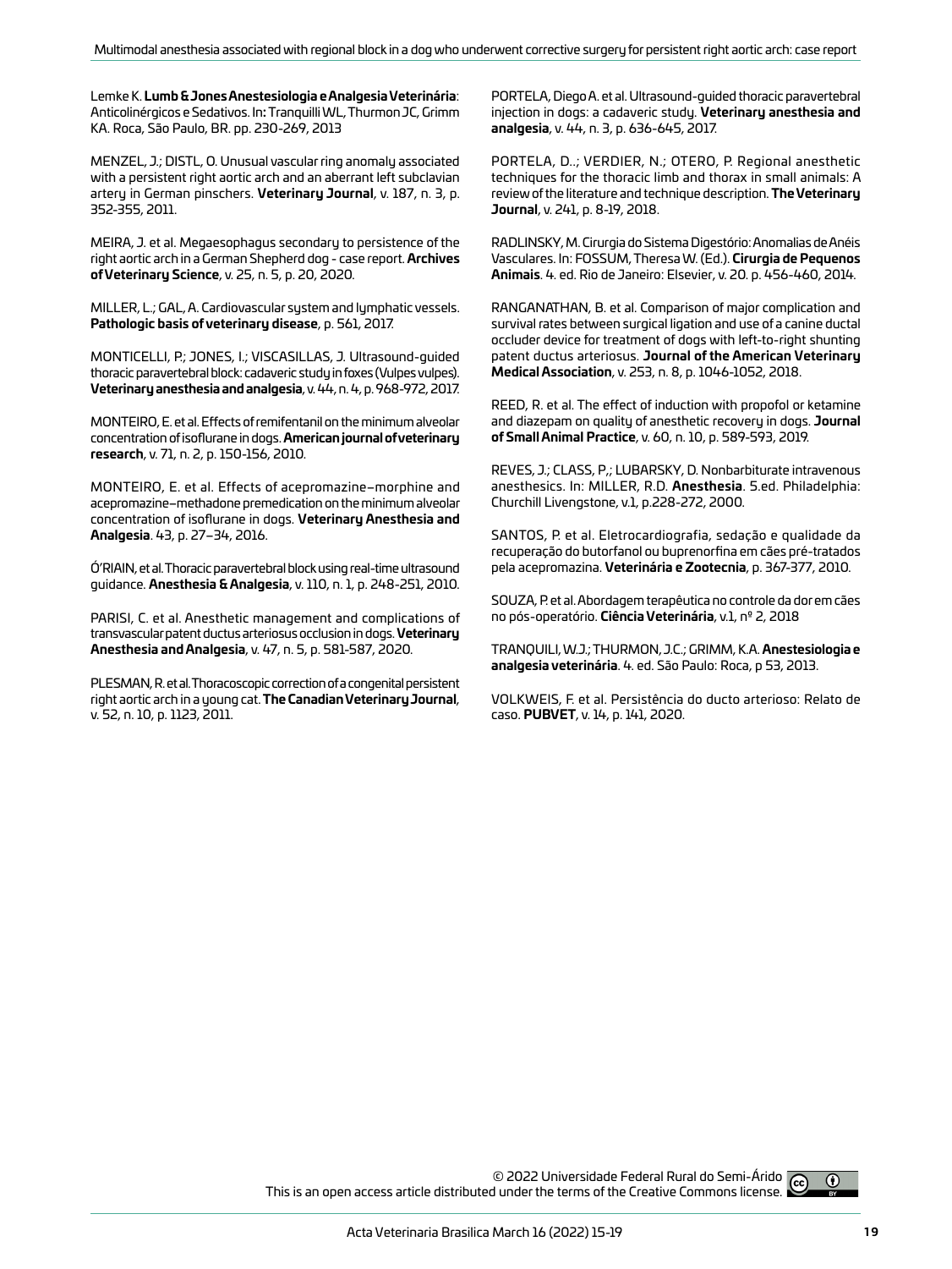Lemke K. **Lumb & Jones Anestesiologia e Analgesia Veterinária**: Anticolinérgicos e Sedativos. In**:** Tranquilli WL, Thurmon JC, Grimm KA. Roca, São Paulo, BR. pp. 230-269, 2013

MENZEL, J.; DISTL, O. Unusual vascular ring anomaly associated with a persistent right aortic arch and an aberrant left subclavian artery in German pinschers. **Veterinary Journal**, v. 187, n. 3, p. 352-355, 2011.

MEIRA, J. et al. Megaesophagus secondary to persistence of the right aortic arch in a German Shepherd dog - case report. **Archives of Veterinary Science**, v. 25, n. 5, p. 20, 2020.

MILLER, L.; GAL, A. Cardiovascular system and lymphatic vessels. **Pathologic basis of veterinary disease**, p. 561, 2017.

MONTICELLI, P.; JONES, I.; VISCASILLAS, J. Ultrasound-guided thoracic paravertebral block: cadaveric study in foxes (Vulpes vulpes). **Veterinary anesthesia and analgesia**, v. 44, n. 4, p. 968-972, 2017.

MONTEIRO, E. et al. Effects of remifentanil on the minimum alveolar concentration of isoflurane in dogs. **American journal of veterinary research**, v. 71, n. 2, p. 150-156, 2010.

MONTEIRO, E. et al. Effects of acepromazine–morphine and acepromazine–methadone premedication on the minimum alveolar concentration of isoflurane in dogs. **Veterinary Anesthesia and Analgesia**. 43, p. 27–34, 2016.

Ó'RIAIN, et al. Thoracic paravertebral block using real-time ultrasound guidance. **Anesthesia & Analgesia**, v. 110, n. 1, p. 248-251, 2010.

PARISI, C. et al. Anesthetic management and complications of transvascular patent ductus arteriosus occlusion in dogs. **Veterinary Anesthesia and Analgesia**, v. 47, n. 5, p. 581-587, 2020.

PLESMAN, R. et al. Thoracoscopic correction of a congenital persistent right aortic arch in a young cat. **The Canadian Veterinary Journal**, v. 52, n. 10, p. 1123, 2011.

PORTELA, Diego A. et al. Ultrasound-guided thoracic paravertebral injection in dogs: a cadaveric study. **Veterinary anesthesia and analgesia**, v. 44, n. 3, p. 636-645, 2017.

PORTELA, D..; VERDIER, N.; OTERO, P. Regional anesthetic techniques for the thoracic limb and thorax in small animals: A review of the literature and technique description. **The Veterinary Journal**, v. 241, p. 8-19, 2018.

RADLINSKY, M. Cirurgia do Sistema Digestório: Anomalias de Anéis Vasculares. In: FOSSUM, Theresa W. (Ed.). **Cirurgia de Pequenos Animais**. 4. ed. Rio de Janeiro: Elsevier, v. 20. p. 456-460, 2014.

RANGANATHAN, B. et al. Comparison of major complication and survival rates between surgical ligation and use of a canine ductal occluder device for treatment of dogs with left-to-right shunting patent ductus arteriosus. **Journal of the American Veterinary Medical Association**, v. 253, n. 8, p. 1046-1052, 2018.

REED, R. et al. The effect of induction with propofol or ketamine and diazepam on quality of anesthetic recovery in dogs. **Journal of Small Animal Practice**, v. 60, n. 10, p. 589-593, 2019.

REVES, J.; CLASS, P.,; LUBARSKY, D. Nonbarbiturate intravenous anesthesics. In: MILLER, R.D. **Anesthesia**. 5.ed. Philadelphia: Churchill Livengstone, v.1, p.228-272, 2000.

SANTOS, P. et al. Eletrocardiografia, sedação e qualidade da recuperação do butorfanol ou buprenorfina em cães pré-tratados pela acepromazina. **Veterinária e Zootecnia**, p. 367-377, 2010.

SOUZA, P. et al. Abordagem terapêutica no controle da dor em cães no pós-operatório. **Ciência Veterinária**, v.1, nº 2, 2018

TRANQUILI, W.J.; THURMON, J.C.; GRIMM, K.A. **Anestesiologia e analgesia veterinária**. 4. ed. São Paulo: Roca, p 53, 2013.

VOLKWEIS, F. et al. Persistência do ducto arterioso: Relato de caso. **PUBVET**, v. 14, p. 141, 2020.

© 2022 Universidade Federal Rural do Semi-Árido
This is an open access article distributed under the terms of the Creative Commons license.